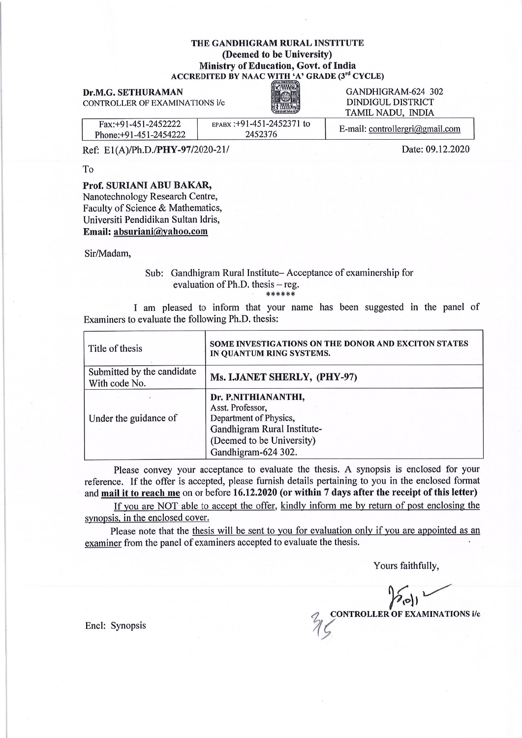# THE GANDHIGRAM RURAL INSTITUTE
## (Deemed to be University)
## Ministry of Education, Govt. of India
### ACCREDITED BY NAAC WITH 'A' GRADE (3rd CYCLE)

**Dr.M.G. SETHURAMAN**
CONTROLLER OF EXAMINATIONS i/c

GANDHIGRAM-624 302
DINDIGUL DISTRICT
TAMIL NADU, INDIA

| Fax:+91-451-2452222 Phone:+91-451-2454222 | EPABX :+91-451-2452371 to 2452376 | E-mail: controllergri@gmail.com |
|---|---|---|

Ref: E1(A)/Ph.D./**PHY-97**/2020-21/

Date: 09.12.2020

To

**Prof. SURIANI ABU BAKAR,**
Nanotechnology Research Centre,
Faculty of Science & Mathematics,
Universiti Pendidikan Sultan Idris,
**Email: absuriani@yahoo.com**

Sir/Madam,

Sub: Gandhigram Rural Institute– Acceptance of examinership for evaluation of Ph.D. thesis – reg.

******

I am pleased to inform that your name has been suggested in the panel of Examiners to evaluate the following Ph.D. thesis:

| Title of thesis | **SOME INVESTIGATIONS ON THE DONOR AND EXCITON STATES IN QUANTUM RING SYSTEMS.** |
|---|---|
| Submitted by the candidate With code No. | **Ms. I.JANET SHERLY, (PHY-97)** |
| Under the guidance of | **Dr. P.NITHIANANTHI,** Asst. Professor, Department of Physics, Gandhigram Rural Institute- (Deemed to be University) Gandhigram-624 302. |

Please convey your acceptance to evaluate the thesis. A synopsis is enclosed for your reference. If the offer is accepted, please furnish details pertaining to you in the enclosed format and **mail it to reach me** on or before **16.12.2020 (or within 7 days after the receipt of this letter)**

If you are NOT able to accept the offer, kindly inform me by return of post enclosing the synopsis, in the enclosed cover.

Please note that the thesis will be sent to you for evaluation only if you are appointed as an examiner from the panel of examiners accepted to evaluate the thesis.

Yours faithfully,

**CONTROLLER OF EXAMINATIONS i/c**

Encl: Synopsis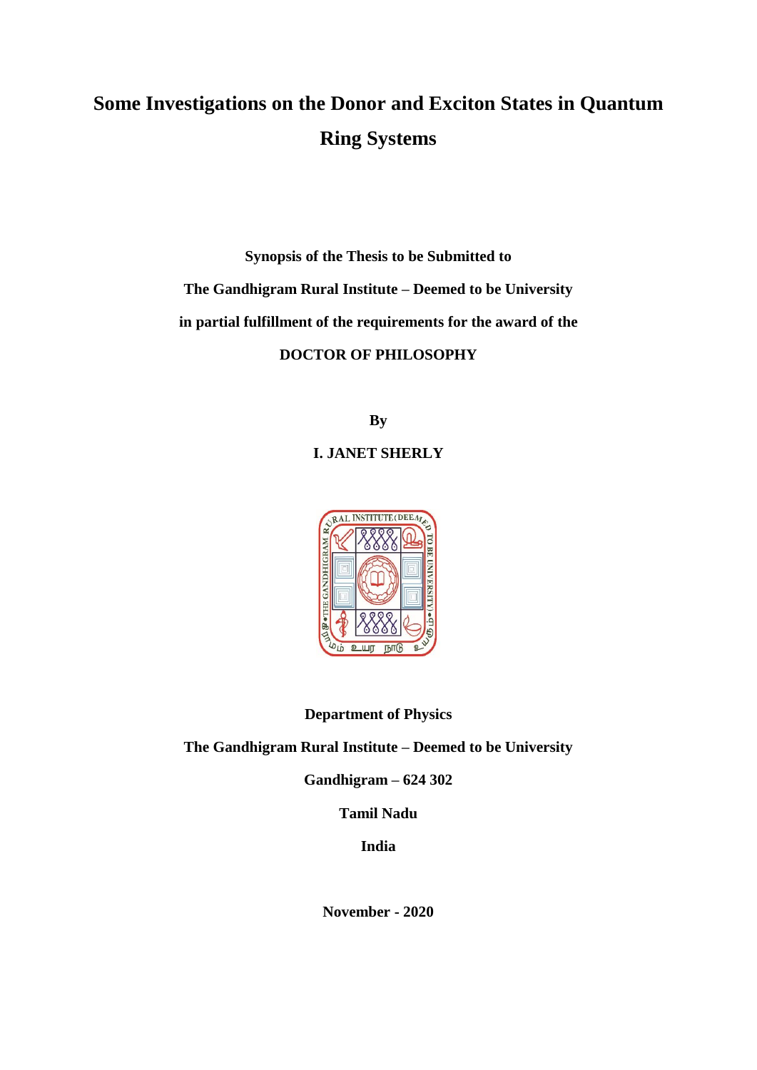# Some Investigations on the Donor and Exciton States in Quantum Ring Systems

**Synopsis of the Thesis to be Submitted to**

**The Gandhigram Rural Institute – Deemed to be University**

**in partial fulfillment of the requirements for the award of the**

**DOCTOR OF PHILOSOPHY**

**By**

**I. JANET SHERLY**

**Department of Physics**

**The Gandhigram Rural Institute – Deemed to be University**

**Gandhigram – 624 302**

**Tamil Nadu**

**India**

**November - 2020**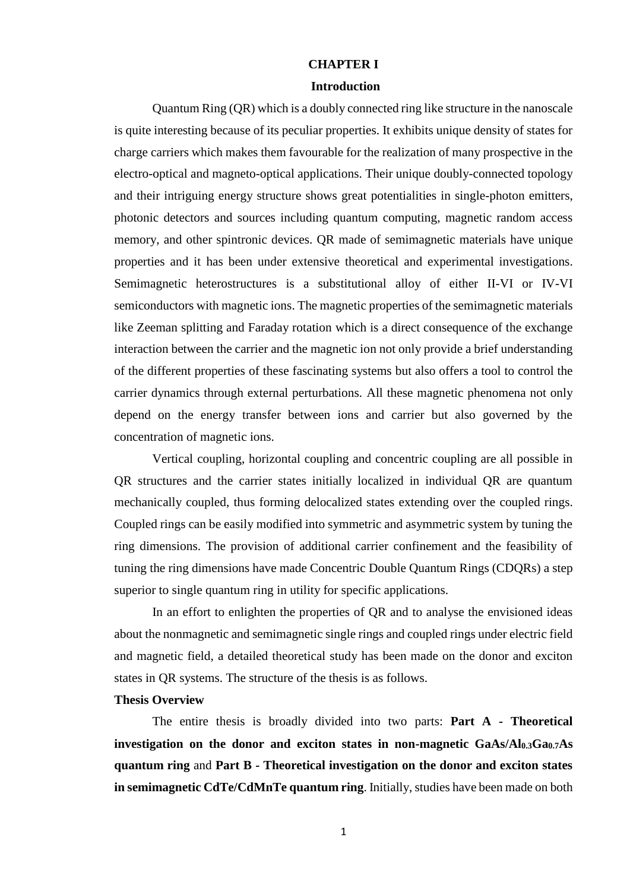# CHAPTER I

## Introduction

Quantum Ring (QR) which is a doubly connected ring like structure in the nanoscale is quite interesting because of its peculiar properties. It exhibits unique density of states for charge carriers which makes them favourable for the realization of many prospective in the electro-optical and magneto-optical applications. Their unique doubly-connected topology and their intriguing energy structure shows great potentialities in single-photon emitters, photonic detectors and sources including quantum computing, magnetic random access memory, and other spintronic devices. QR made of semimagnetic materials have unique properties and it has been under extensive theoretical and experimental investigations. Semimagnetic heterostructures is a substitutional alloy of either II-VI or IV-VI semiconductors with magnetic ions. The magnetic properties of the semimagnetic materials like Zeeman splitting and Faraday rotation which is a direct consequence of the exchange interaction between the carrier and the magnetic ion not only provide a brief understanding of the different properties of these fascinating systems but also offers a tool to control the carrier dynamics through external perturbations. All these magnetic phenomena not only depend on the energy transfer between ions and carrier but also governed by the concentration of magnetic ions.

Vertical coupling, horizontal coupling and concentric coupling are all possible in QR structures and the carrier states initially localized in individual QR are quantum mechanically coupled, thus forming delocalized states extending over the coupled rings. Coupled rings can be easily modified into symmetric and asymmetric system by tuning the ring dimensions. The provision of additional carrier confinement and the feasibility of tuning the ring dimensions have made Concentric Double Quantum Rings (CDQRs) a step superior to single quantum ring in utility for specific applications.

In an effort to enlighten the properties of QR and to analyse the envisioned ideas about the nonmagnetic and semimagnetic single rings and coupled rings under electric field and magnetic field, a detailed theoretical study has been made on the donor and exciton states in QR systems. The structure of the thesis is as follows.

**Thesis Overview**

The entire thesis is broadly divided into two parts: **Part A - Theoretical investigation on the donor and exciton states in non-magnetic GaAs/$Al_{0.3}Ga_{0.7}As$ quantum ring** and **Part B - Theoretical investigation on the donor and exciton states in semimagnetic CdTe/CdMnTe quantum ring**. Initially, studies have been made on both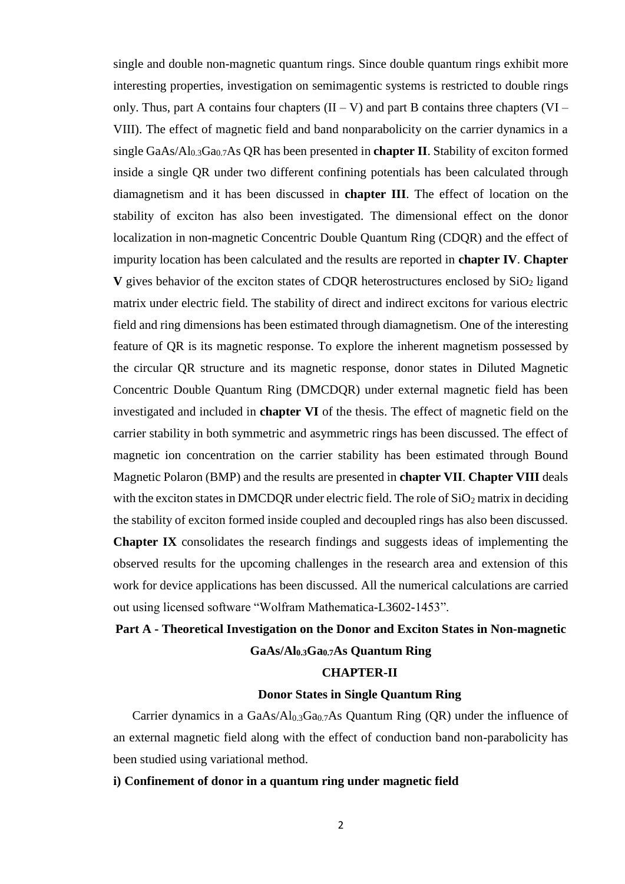single and double non-magnetic quantum rings. Since double quantum rings exhibit more interesting properties, investigation on semimagentic systems is restricted to double rings only. Thus, part A contains four chapters (II – V) and part B contains three chapters (VI – VIII). The effect of magnetic field and band nonparabolicity on the carrier dynamics in a single $GaAs/Al_{0.3}Ga_{0.7}As$ QR has been presented in **chapter II**. Stability of exciton formed inside a single QR under two different confining potentials has been calculated through diamagnetism and it has been discussed in **chapter III**. The effect of location on the stability of exciton has also been investigated. The dimensional effect on the donor localization in non-magnetic Concentric Double Quantum Ring (CDQR) and the effect of impurity location has been calculated and the results are reported in **chapter IV**. **Chapter V** gives behavior of the exciton states of CDQR heterostructures enclosed by $SiO_2$ ligand matrix under electric field. The stability of direct and indirect excitons for various electric field and ring dimensions has been estimated through diamagnetism. One of the interesting feature of QR is its magnetic response. To explore the inherent magnetism possessed by the circular QR structure and its magnetic response, donor states in Diluted Magnetic Concentric Double Quantum Ring (DMCDQR) under external magnetic field has been investigated and included in **chapter VI** of the thesis. The effect of magnetic field on the carrier stability in both symmetric and asymmetric rings has been discussed. The effect of magnetic ion concentration on the carrier stability has been estimated through Bound Magnetic Polaron (BMP) and the results are presented in **chapter VII**. **Chapter VIII** deals with the exciton states in DMCDQR under electric field. The role of $SiO_2$ matrix in deciding the stability of exciton formed inside coupled and decoupled rings has also been discussed. **Chapter IX** consolidates the research findings and suggests ideas of implementing the observed results for the upcoming challenges in the research area and extension of this work for device applications has been discussed. All the numerical calculations are carried out using licensed software "Wolfram Mathematica-L3602-1453".

## Part A - Theoretical Investigation on the Donor and Exciton States in Non-magnetic $GaAs/Al_{0.3}Ga_{0.7}As$ Quantum Ring

## CHAPTER-II

### Donor States in Single Quantum Ring

Carrier dynamics in a $GaAs/Al_{0.3}Ga_{0.7}As$ Quantum Ring (QR) under the influence of an external magnetic field along with the effect of conduction band non-parabolicity has been studied using variational method.

**i) Confinement of donor in a quantum ring under magnetic field**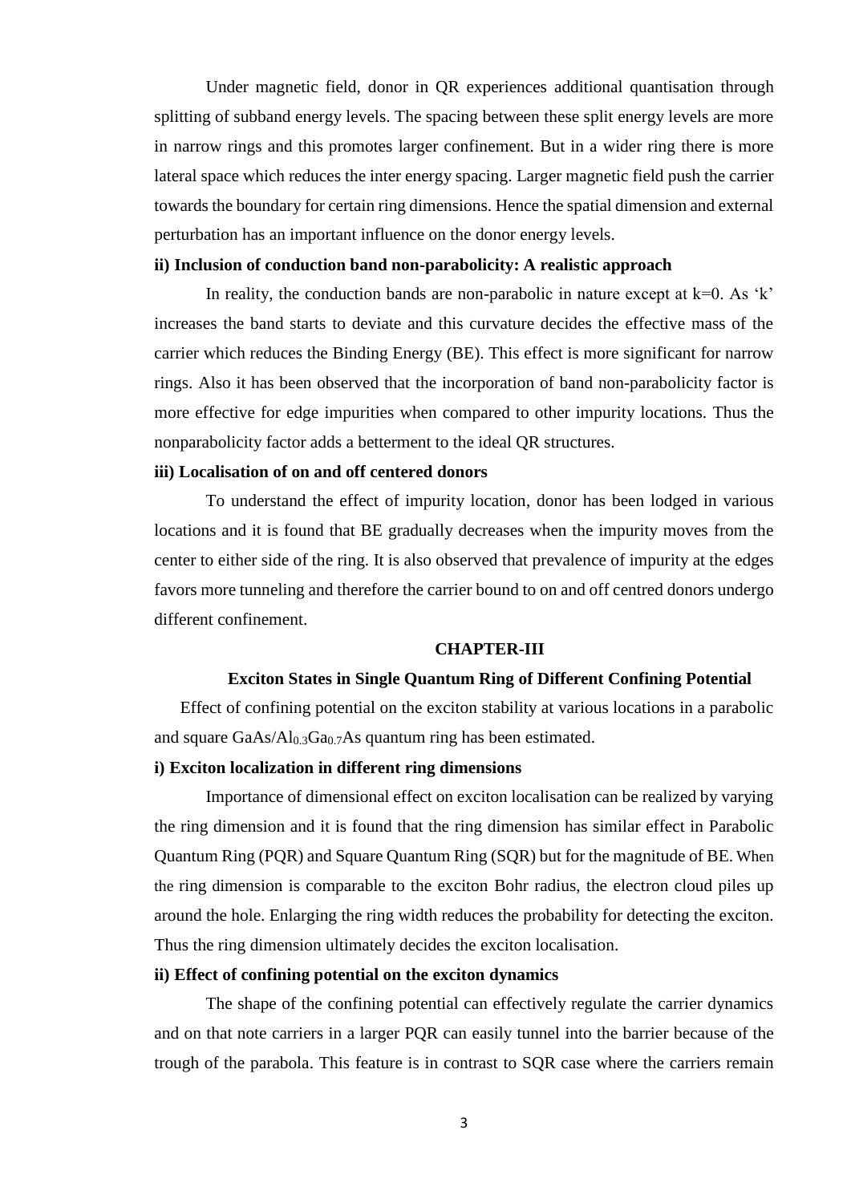Under magnetic field, donor in QR experiences additional quantisation through splitting of subband energy levels. The spacing between these split energy levels are more in narrow rings and this promotes larger confinement. But in a wider ring there is more lateral space which reduces the inter energy spacing. Larger magnetic field push the carrier towards the boundary for certain ring dimensions. Hence the spatial dimension and external perturbation has an important influence on the donor energy levels.

**ii) Inclusion of conduction band non-parabolicity: A realistic approach**

In reality, the conduction bands are non-parabolic in nature except at k=0. As 'k' increases the band starts to deviate and this curvature decides the effective mass of the carrier which reduces the Binding Energy (BE). This effect is more significant for narrow rings. Also it has been observed that the incorporation of band non-parabolicity factor is more effective for edge impurities when compared to other impurity locations. Thus the nonparabolicity factor adds a betterment to the ideal QR structures.

**iii) Localisation of on and off centered donors**

To understand the effect of impurity location, donor has been lodged in various locations and it is found that BE gradually decreases when the impurity moves from the center to either side of the ring. It is also observed that prevalence of impurity at the edges favors more tunneling and therefore the carrier bound to on and off centred donors undergo different confinement.

## CHAPTER-III

### Exciton States in Single Quantum Ring of Different Confining Potential

Effect of confining potential on the exciton stability at various locations in a parabolic and square GaAs/$Al_{0.3}Ga_{0.7}As$ quantum ring has been estimated.

**i) Exciton localization in different ring dimensions**

Importance of dimensional effect on exciton localisation can be realized by varying the ring dimension and it is found that the ring dimension has similar effect in Parabolic Quantum Ring (PQR) and Square Quantum Ring (SQR) but for the magnitude of BE. When the ring dimension is comparable to the exciton Bohr radius, the electron cloud piles up around the hole. Enlarging the ring width reduces the probability for detecting the exciton. Thus the ring dimension ultimately decides the exciton localisation.

**ii) Effect of confining potential on the exciton dynamics**

The shape of the confining potential can effectively regulate the carrier dynamics and on that note carriers in a larger PQR can easily tunnel into the barrier because of the trough of the parabola. This feature is in contrast to SQR case where the carriers remain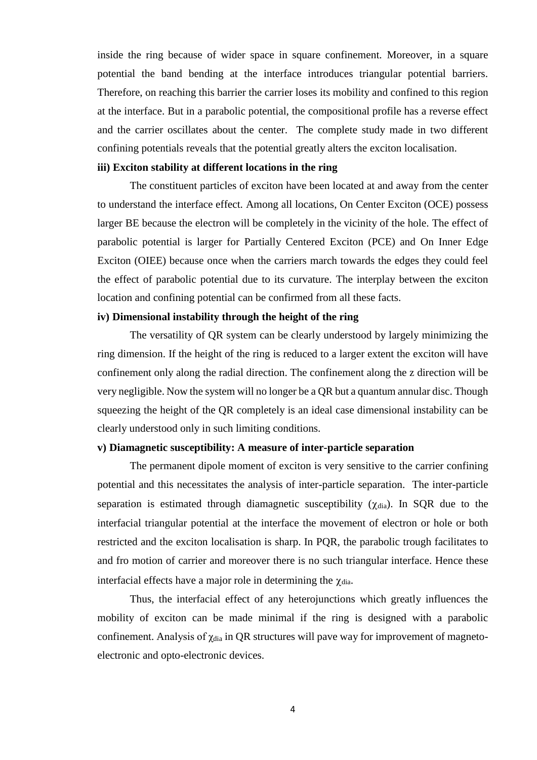inside the ring because of wider space in square confinement. Moreover, in a square potential the band bending at the interface introduces triangular potential barriers. Therefore, on reaching this barrier the carrier loses its mobility and confined to this region at the interface. But in a parabolic potential, the compositional profile has a reverse effect and the carrier oscillates about the center. The complete study made in two different confining potentials reveals that the potential greatly alters the exciton localisation.

**iii) Exciton stability at different locations in the ring**

The constituent particles of exciton have been located at and away from the center to understand the interface effect. Among all locations, On Center Exciton (OCE) possess larger BE because the electron will be completely in the vicinity of the hole. The effect of parabolic potential is larger for Partially Centered Exciton (PCE) and On Inner Edge Exciton (OIEE) because once when the carriers march towards the edges they could feel the effect of parabolic potential due to its curvature. The interplay between the exciton location and confining potential can be confirmed from all these facts.

**iv) Dimensional instability through the height of the ring**

The versatility of QR system can be clearly understood by largely minimizing the ring dimension. If the height of the ring is reduced to a larger extent the exciton will have confinement only along the radial direction. The confinement along the z direction will be very negligible. Now the system will no longer be a QR but a quantum annular disc. Though squeezing the height of the QR completely is an ideal case dimensional instability can be clearly understood only in such limiting conditions.

**v) Diamagnetic susceptibility: A measure of inter-particle separation**

The permanent dipole moment of exciton is very sensitive to the carrier confining potential and this necessitates the analysis of inter-particle separation. The inter-particle separation is estimated through diamagnetic susceptibility ($\chi_{dia}$). In SQR due to the interfacial triangular potential at the interface the movement of electron or hole or both restricted and the exciton localisation is sharp. In PQR, the parabolic trough facilitates to and fro motion of carrier and moreover there is no such triangular interface. Hence these interfacial effects have a major role in determining the $\chi_{dia}$.

Thus, the interfacial effect of any heterojunctions which greatly influences the mobility of exciton can be made minimal if the ring is designed with a parabolic confinement. Analysis of $\chi_{dia}$ in QR structures will pave way for improvement of magneto-electronic and opto-electronic devices.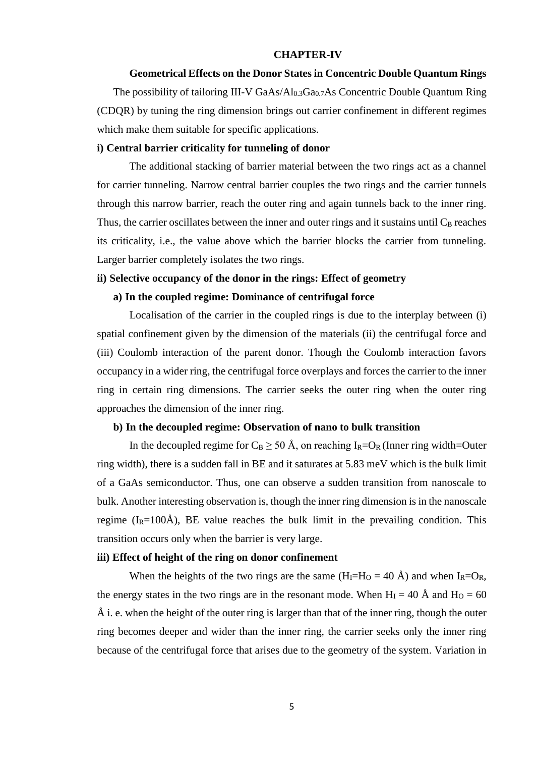# CHAPTER-IV

## Geometrical Effects on the Donor States in Concentric Double Quantum Rings

The possibility of tailoring III-V GaAs/$Al_{0.3}Ga_{0.7}As$ Concentric Double Quantum Ring (CDQR) by tuning the ring dimension brings out carrier confinement in different regimes which make them suitable for specific applications.

**i) Central barrier criticality for tunneling of donor**

The additional stacking of barrier material between the two rings act as a channel for carrier tunneling. Narrow central barrier couples the two rings and the carrier tunnels through this narrow barrier, reach the outer ring and again tunnels back to the inner ring. Thus, the carrier oscillates between the inner and outer rings and it sustains until $C_B$ reaches its criticality, i.e., the value above which the barrier blocks the carrier from tunneling. Larger barrier completely isolates the two rings.

**ii) Selective occupancy of the donor in the rings: Effect of geometry**

**a) In the coupled regime: Dominance of centrifugal force**

Localisation of the carrier in the coupled rings is due to the interplay between (i) spatial confinement given by the dimension of the materials (ii) the centrifugal force and (iii) Coulomb interaction of the parent donor. Though the Coulomb interaction favors occupancy in a wider ring, the centrifugal force overplays and forces the carrier to the inner ring in certain ring dimensions. The carrier seeks the outer ring when the outer ring approaches the dimension of the inner ring.

**b) In the decoupled regime: Observation of nano to bulk transition**

In the decoupled regime for $C_B \geq 50$ Å, on reaching $I_R = O_R$ (Inner ring width=Outer ring width), there is a sudden fall in BE and it saturates at 5.83 meV which is the bulk limit of a GaAs semiconductor. Thus, one can observe a sudden transition from nanoscale to bulk. Another interesting observation is, though the inner ring dimension is in the nanoscale regime ($I_R$=100Å), BE value reaches the bulk limit in the prevailing condition. This transition occurs only when the barrier is very large.

**iii) Effect of height of the ring on donor confinement**

When the heights of the two rings are the same ($H_I = H_O = 40$ Å) and when $I_R = O_R$, the energy states in the two rings are in the resonant mode. When $H_I = 40$ Å and $H_O = 60$ Å i. e. when the height of the outer ring is larger than that of the inner ring, though the outer ring becomes deeper and wider than the inner ring, the carrier seeks only the inner ring because of the centrifugal force that arises due to the geometry of the system. Variation in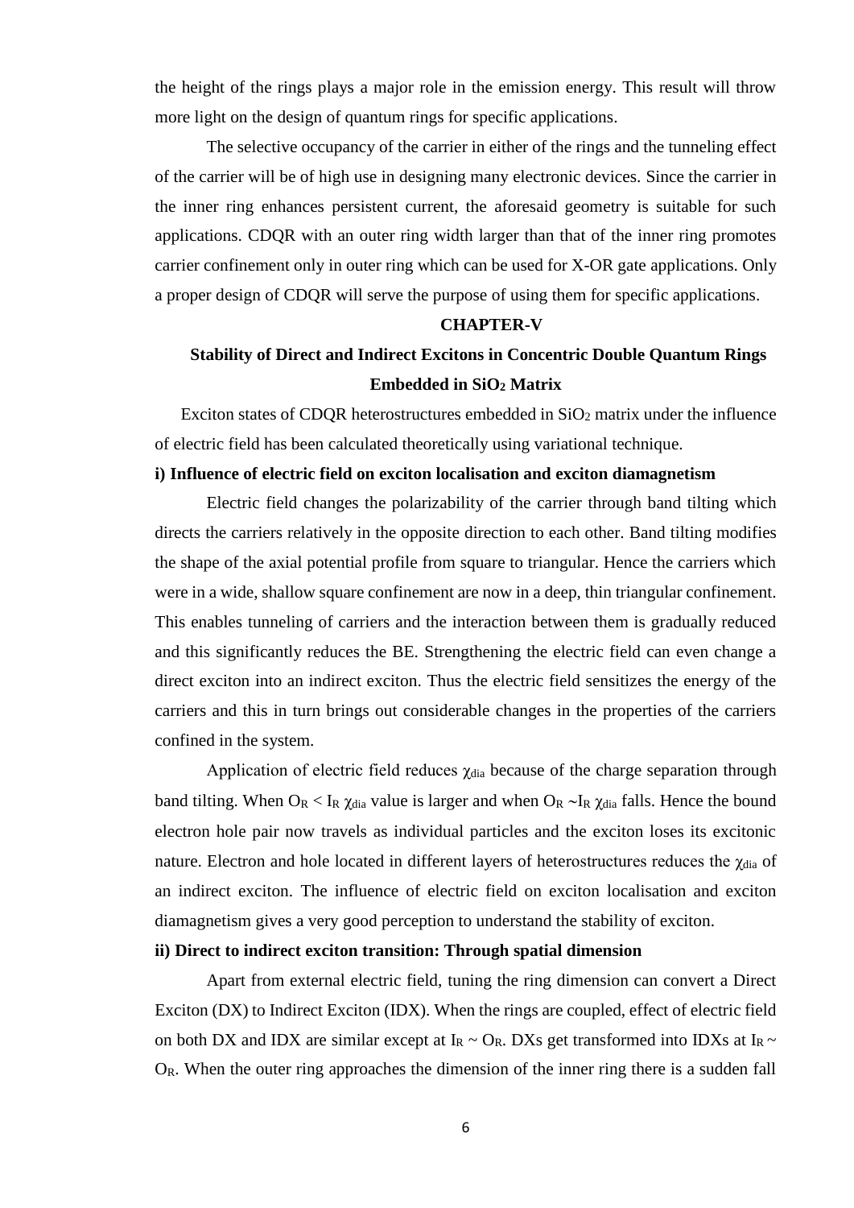the height of the rings plays a major role in the emission energy. This result will throw more light on the design of quantum rings for specific applications.

The selective occupancy of the carrier in either of the rings and the tunneling effect of the carrier will be of high use in designing many electronic devices. Since the carrier in the inner ring enhances persistent current, the aforesaid geometry is suitable for such applications. CDQR with an outer ring width larger than that of the inner ring promotes carrier confinement only in outer ring which can be used for X-OR gate applications. Only a proper design of CDQR will serve the purpose of using them for specific applications.

## CHAPTER-V

## Stability of Direct and Indirect Excitons in Concentric Double Quantum Rings Embedded in $SiO_2$ Matrix

Exciton states of CDQR heterostructures embedded in $SiO_2$ matrix under the influence of electric field has been calculated theoretically using variational technique.

**i) Influence of electric field on exciton localisation and exciton diamagnetism**

Electric field changes the polarizability of the carrier through band tilting which directs the carriers relatively in the opposite direction to each other. Band tilting modifies the shape of the axial potential profile from square to triangular. Hence the carriers which were in a wide, shallow square confinement are now in a deep, thin triangular confinement. This enables tunneling of carriers and the interaction between them is gradually reduced and this significantly reduces the BE. Strengthening the electric field can even change a direct exciton into an indirect exciton. Thus the electric field sensitizes the energy of the carriers and this in turn brings out considerable changes in the properties of the carriers confined in the system.

Application of electric field reduces $\chi_{dia}$ because of the charge separation through band tilting. When $O_R < I_R$ $\chi_{dia}$ value is larger and when $O_R \sim I_R$ $\chi_{dia}$ falls. Hence the bound electron hole pair now travels as individual particles and the exciton loses its excitonic nature. Electron and hole located in different layers of heterostructures reduces the $\chi_{dia}$ of an indirect exciton. The influence of electric field on exciton localisation and exciton diamagnetism gives a very good perception to understand the stability of exciton.

**ii) Direct to indirect exciton transition: Through spatial dimension**

Apart from external electric field, tuning the ring dimension can convert a Direct Exciton (DX) to Indirect Exciton (IDX). When the rings are coupled, effect of electric field on both DX and IDX are similar except at $I_R \sim O_R$. DXs get transformed into IDXs at $I_R \sim O_R$. When the outer ring approaches the dimension of the inner ring there is a sudden fall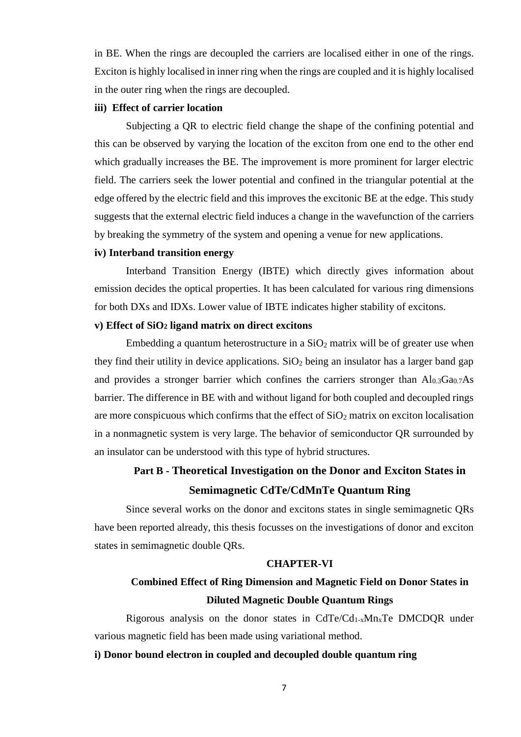in BE. When the rings are decoupled the carriers are localised either in one of the rings. Exciton is highly localised in inner ring when the rings are coupled and it is highly localised in the outer ring when the rings are decoupled.

**iii) Effect of carrier location**

Subjecting a QR to electric field change the shape of the confining potential and this can be observed by varying the location of the exciton from one end to the other end which gradually increases the BE. The improvement is more prominent for larger electric field. The carriers seek the lower potential and confined in the triangular potential at the edge offered by the electric field and this improves the excitonic BE at the edge. This study suggests that the external electric field induces a change in the wavefunction of the carriers by breaking the symmetry of the system and opening a venue for new applications.

**iv) Interband transition energy**

Interband Transition Energy (IBTE) which directly gives information about emission decides the optical properties. It has been calculated for various ring dimensions for both DXs and IDXs. Lower value of IBTE indicates higher stability of excitons.

**v) Effect of $SiO_2$ ligand matrix on direct excitons**

Embedding a quantum heterostructure in a $SiO_2$ matrix will be of greater use when they find their utility in device applications. $SiO_2$ being an insulator has a larger band gap and provides a stronger barrier which confines the carriers stronger than $Al_{0.3}Ga_{0.7}As$ barrier. The difference in BE with and without ligand for both coupled and decoupled rings are more conspicuous which confirms that the effect of $SiO_2$ matrix on exciton localisation in a nonmagnetic system is very large. The behavior of semiconductor QR surrounded by an insulator can be understood with this type of hybrid structures.

## Part B - Theoretical Investigation on the Donor and Exciton States in Semimagnetic CdTe/CdMnTe Quantum Ring

Since several works on the donor and excitons states in single semimagnetic QRs have been reported already, this thesis focusses on the investigations of donor and exciton states in semimagnetic double QRs.

## CHAPTER-VI

## Combined Effect of Ring Dimension and Magnetic Field on Donor States in Diluted Magnetic Double Quantum Rings

Rigorous analysis on the donor states in $CdTe/Cd_{1-x}Mn_xTe$ DMCDQR under various magnetic field has been made using variational method.

**i) Donor bound electron in coupled and decoupled double quantum ring**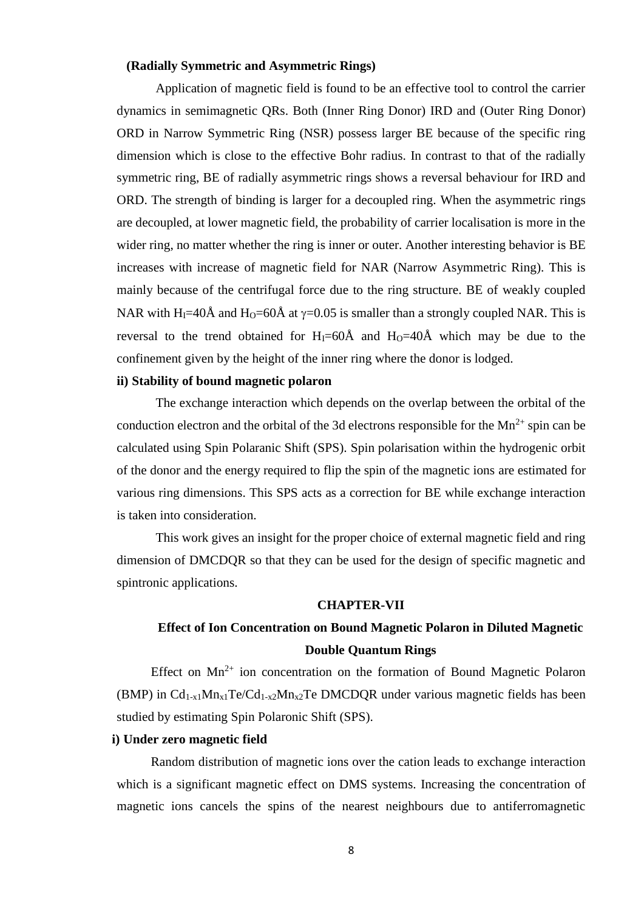**(Radially Symmetric and Asymmetric Rings)**

Application of magnetic field is found to be an effective tool to control the carrier dynamics in semimagnetic QRs. Both (Inner Ring Donor) IRD and (Outer Ring Donor) ORD in Narrow Symmetric Ring (NSR) possess larger BE because of the specific ring dimension which is close to the effective Bohr radius. In contrast to that of the radially symmetric ring, BE of radially asymmetric rings shows a reversal behaviour for IRD and ORD. The strength of binding is larger for a decoupled ring. When the asymmetric rings are decoupled, at lower magnetic field, the probability of carrier localisation is more in the wider ring, no matter whether the ring is inner or outer. Another interesting behavior is BE increases with increase of magnetic field for NAR (Narrow Asymmetric Ring). This is mainly because of the centrifugal force due to the ring structure. BE of weakly coupled NAR with $H_I$=40Å and $H_O$=60Å at $\gamma$=0.05 is smaller than a strongly coupled NAR. This is reversal to the trend obtained for $H_I$=60Å and $H_O$=40Å which may be due to the confinement given by the height of the inner ring where the donor is lodged.

**ii) Stability of bound magnetic polaron**

The exchange interaction which depends on the overlap between the orbital of the conduction electron and the orbital of the 3d electrons responsible for the $Mn^{2+}$ spin can be calculated using Spin Polaranic Shift (SPS). Spin polarisation within the hydrogenic orbit of the donor and the energy required to flip the spin of the magnetic ions are estimated for various ring dimensions. This SPS acts as a correction for BE while exchange interaction is taken into consideration.

This work gives an insight for the proper choice of external magnetic field and ring dimension of DMCDQR so that they can be used for the design of specific magnetic and spintronic applications.

## CHAPTER-VII

## Effect of Ion Concentration on Bound Magnetic Polaron in Diluted Magnetic Double Quantum Rings

Effect on $Mn^{2+}$ ion concentration on the formation of Bound Magnetic Polaron (BMP) in $Cd_{1-x1}Mn_{x1}Te/Cd_{1-x2}Mn_{x2}Te$ DMCDQR under various magnetic fields has been studied by estimating Spin Polaronic Shift (SPS).

**i) Under zero magnetic field**

Random distribution of magnetic ions over the cation leads to exchange interaction which is a significant magnetic effect on DMS systems. Increasing the concentration of magnetic ions cancels the spins of the nearest neighbours due to antiferromagnetic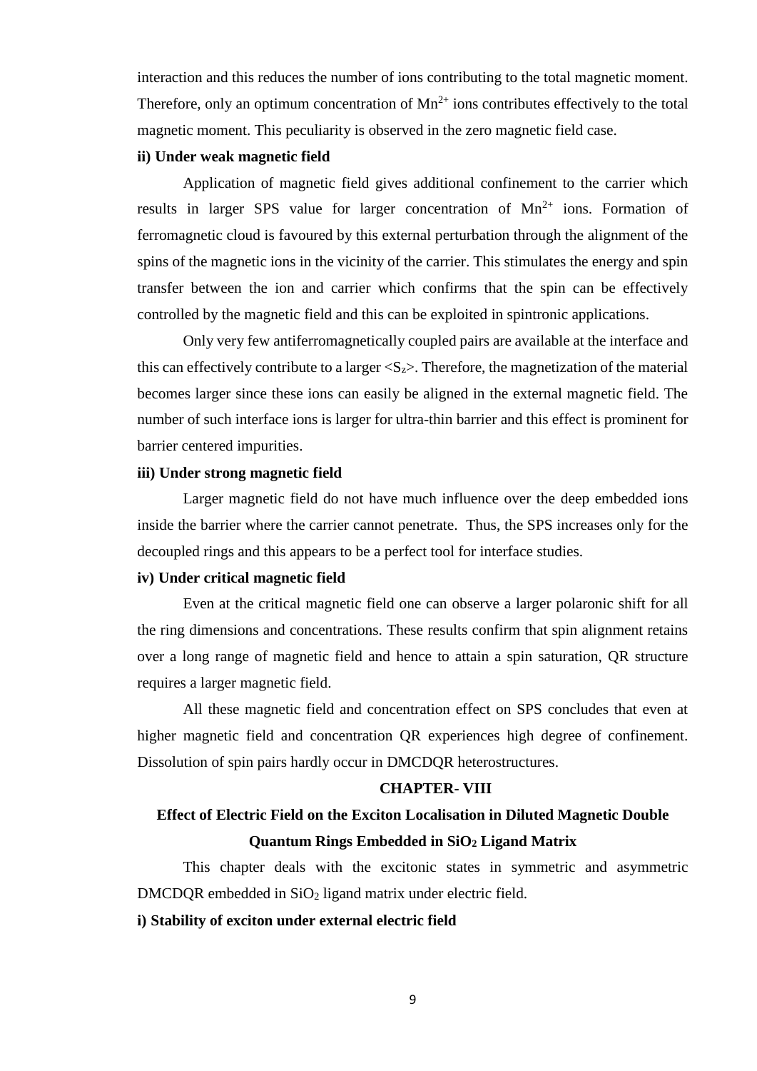interaction and this reduces the number of ions contributing to the total magnetic moment. Therefore, only an optimum concentration of $Mn^{2+}$ ions contributes effectively to the total magnetic moment. This peculiarity is observed in the zero magnetic field case.

**ii) Under weak magnetic field**

Application of magnetic field gives additional confinement to the carrier which results in larger SPS value for larger concentration of $Mn^{2+}$ ions. Formation of ferromagnetic cloud is favoured by this external perturbation through the alignment of the spins of the magnetic ions in the vicinity of the carrier. This stimulates the energy and spin transfer between the ion and carrier which confirms that the spin can be effectively controlled by the magnetic field and this can be exploited in spintronic applications.

Only very few antiferromagnetically coupled pairs are available at the interface and this can effectively contribute to a larger $\langle S_z \rangle$. Therefore, the magnetization of the material becomes larger since these ions can easily be aligned in the external magnetic field. The number of such interface ions is larger for ultra-thin barrier and this effect is prominent for barrier centered impurities.

**iii) Under strong magnetic field**

Larger magnetic field do not have much influence over the deep embedded ions inside the barrier where the carrier cannot penetrate. Thus, the SPS increases only for the decoupled rings and this appears to be a perfect tool for interface studies.

**iv) Under critical magnetic field**

Even at the critical magnetic field one can observe a larger polaronic shift for all the ring dimensions and concentrations. These results confirm that spin alignment retains over a long range of magnetic field and hence to attain a spin saturation, QR structure requires a larger magnetic field.

All these magnetic field and concentration effect on SPS concludes that even at higher magnetic field and concentration QR experiences high degree of confinement. Dissolution of spin pairs hardly occur in DMCDQR heterostructures.

## CHAPTER- VIII

## Effect of Electric Field on the Exciton Localisation in Diluted Magnetic Double Quantum Rings Embedded in $SiO_2$ Ligand Matrix

This chapter deals with the excitonic states in symmetric and asymmetric DMCDQR embedded in $SiO_2$ ligand matrix under electric field.

**i) Stability of exciton under external electric field**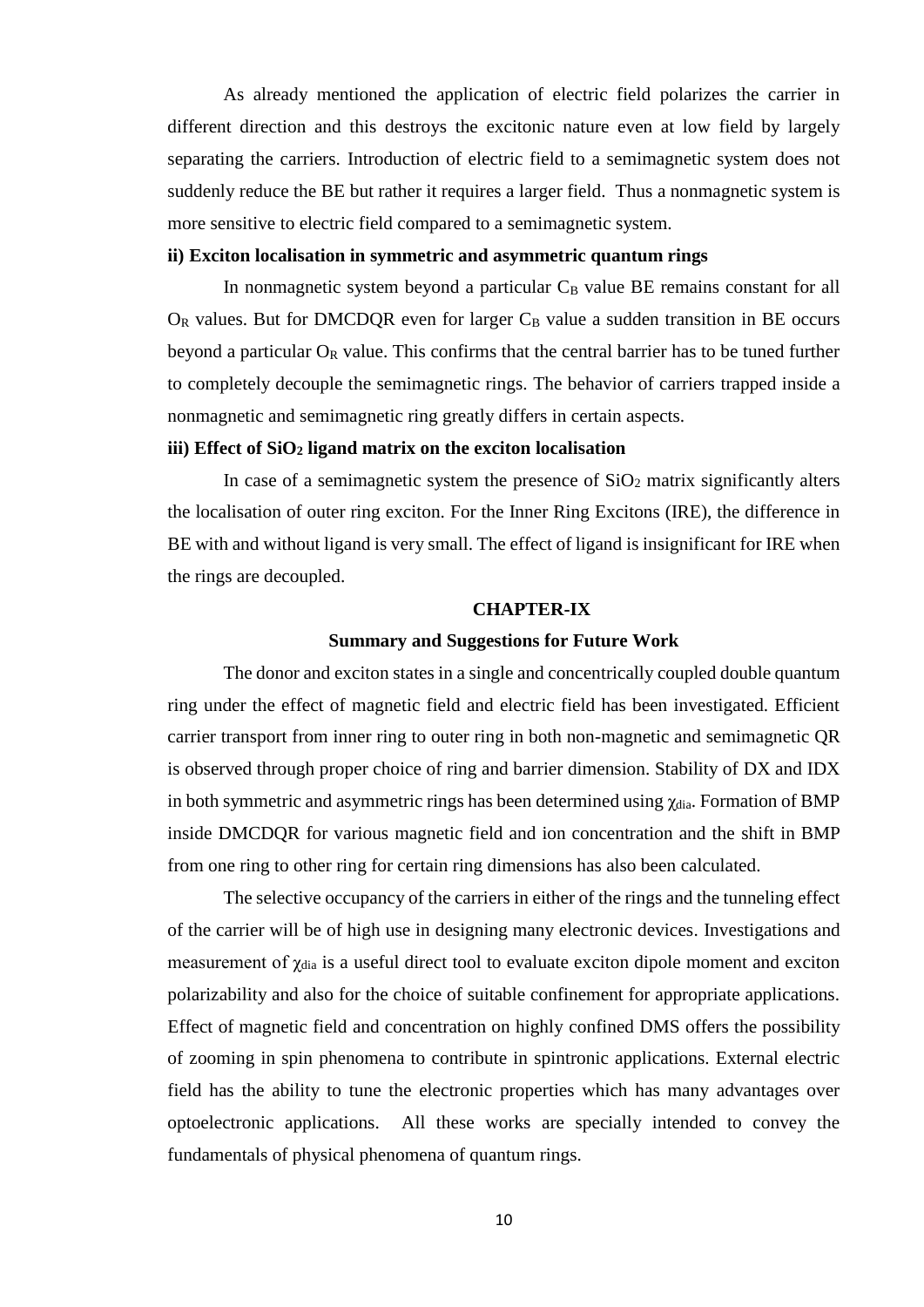As already mentioned the application of electric field polarizes the carrier in different direction and this destroys the excitonic nature even at low field by largely separating the carriers. Introduction of electric field to a semimagnetic system does not suddenly reduce the BE but rather it requires a larger field. Thus a nonmagnetic system is more sensitive to electric field compared to a semimagnetic system.

**ii) Exciton localisation in symmetric and asymmetric quantum rings**

In nonmagnetic system beyond a particular $C_B$ value BE remains constant for all $O_R$ values. But for DMCDQR even for larger $C_B$ value a sudden transition in BE occurs beyond a particular $O_R$ value. This confirms that the central barrier has to be tuned further to completely decouple the semimagnetic rings. The behavior of carriers trapped inside a nonmagnetic and semimagnetic ring greatly differs in certain aspects.

**iii) Effect of $SiO_2$ ligand matrix on the exciton localisation**

In case of a semimagnetic system the presence of $SiO_2$ matrix significantly alters the localisation of outer ring exciton. For the Inner Ring Excitons (IRE), the difference in BE with and without ligand is very small. The effect of ligand is insignificant for IRE when the rings are decoupled.

## CHAPTER-IX

## Summary and Suggestions for Future Work

The donor and exciton states in a single and concentrically coupled double quantum ring under the effect of magnetic field and electric field has been investigated. Efficient carrier transport from inner ring to outer ring in both non-magnetic and semimagnetic QR is observed through proper choice of ring and barrier dimension. Stability of DX and IDX in both symmetric and asymmetric rings has been determined using $\chi_{dia}$. Formation of BMP inside DMCDQR for various magnetic field and ion concentration and the shift in BMP from one ring to other ring for certain ring dimensions has also been calculated.

The selective occupancy of the carriers in either of the rings and the tunneling effect of the carrier will be of high use in designing many electronic devices. Investigations and measurement of $\chi_{dia}$ is a useful direct tool to evaluate exciton dipole moment and exciton polarizability and also for the choice of suitable confinement for appropriate applications. Effect of magnetic field and concentration on highly confined DMS offers the possibility of zooming in spin phenomena to contribute in spintronic applications. External electric field has the ability to tune the electronic properties which has many advantages over optoelectronic applications. All these works are specially intended to convey the fundamentals of physical phenomena of quantum rings.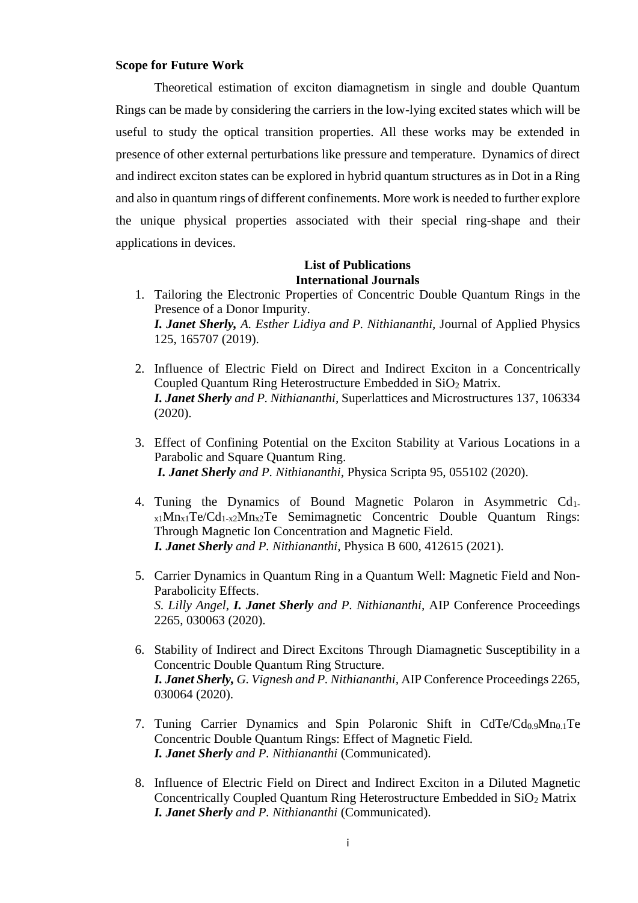**Scope for Future Work**

Theoretical estimation of exciton diamagnetism in single and double Quantum Rings can be made by considering the carriers in the low-lying excited states which will be useful to study the optical transition properties. All these works may be extended in presence of other external perturbations like pressure and temperature. Dynamics of direct and indirect exciton states can be explored in hybrid quantum structures as in Dot in a Ring and also in quantum rings of different confinements. More work is needed to further explore the unique physical properties associated with their special ring-shape and their applications in devices.

## List of Publications

### International Journals

1. Tailoring the Electronic Properties of Concentric Double Quantum Rings in the Presence of a Donor Impurity.
   ***I. Janet Sherly,*** *A. Esther Lidiya and P. Nithiananthi,* Journal of Applied Physics 125, 165707 (2019).

2. Influence of Electric Field on Direct and Indirect Exciton in a Concentrically Coupled Quantum Ring Heterostructure Embedded in $SiO_2$ Matrix.
   ***I. Janet Sherly*** *and P. Nithiananthi,* Superlattices and Microstructures 137, 106334 (2020).

3. Effect of Confining Potential on the Exciton Stability at Various Locations in a Parabolic and Square Quantum Ring.
   ***I. Janet Sherly*** *and P. Nithiananthi*, Physica Scripta 95, 055102 (2020).

4. Tuning the Dynamics of Bound Magnetic Polaron in Asymmetric $Cd_{1-x1}Mn_{x1}Te/Cd_{1-x2}Mn_{x2}Te$ Semimagnetic Concentric Double Quantum Rings: Through Magnetic Ion Concentration and Magnetic Field.
   ***I. Janet Sherly*** *and P. Nithiananthi,* Physica B 600, 412615 (2021).

5. Carrier Dynamics in Quantum Ring in a Quantum Well: Magnetic Field and Non-Parabolicity Effects.
   *S. Lilly Angel,* ***I. Janet Sherly*** *and P. Nithiananthi*, AIP Conference Proceedings 2265, 030063 (2020).

6. Stability of Indirect and Direct Excitons Through Diamagnetic Susceptibility in a Concentric Double Quantum Ring Structure.
   ***I. Janet Sherly,*** *G. Vignesh and P. Nithiananthi*, AIP Conference Proceedings 2265, 030064 (2020).

7. Tuning Carrier Dynamics and Spin Polaronic Shift in $CdTe/Cd_{0.9}Mn_{0.1}Te$ Concentric Double Quantum Rings: Effect of Magnetic Field.
   ***I. Janet Sherly*** *and P. Nithiananthi* (Communicated).

8. Influence of Electric Field on Direct and Indirect Exciton in a Diluted Magnetic Concentrically Coupled Quantum Ring Heterostructure Embedded in $SiO_2$ Matrix
   ***I. Janet Sherly*** *and P. Nithiananthi* (Communicated).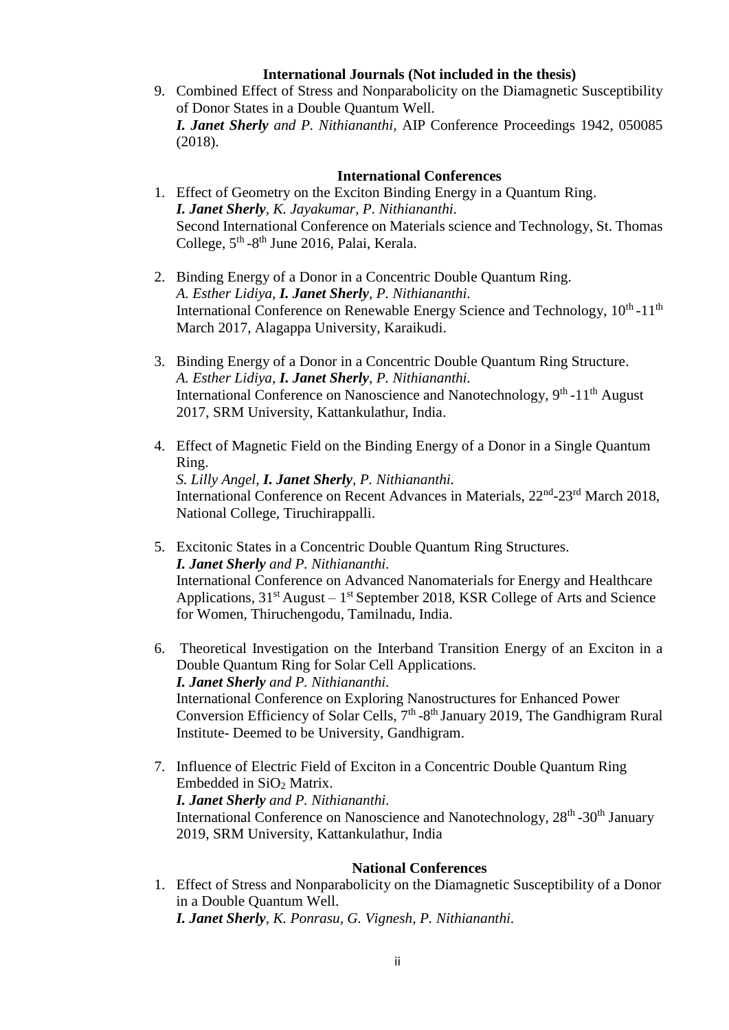**International Journals (Not included in the thesis)**

9. Combined Effect of Stress and Nonparabolicity on the Diamagnetic Susceptibility of Donor States in a Double Quantum Well.
   ***I. Janet Sherly*** *and P. Nithiananthi*, AIP Conference Proceedings 1942, 050085 (2018).

**International Conferences**

1. Effect of Geometry on the Exciton Binding Energy in a Quantum Ring.
   ***I. Janet Sherly****, K. Jayakumar, P. Nithiananthi.*
   Second International Conference on Materials science and Technology, St. Thomas College, 5th -8th June 2016, Palai, Kerala.

2. Binding Energy of a Donor in a Concentric Double Quantum Ring.
   *A. Esther Lidiya,* ***I. Janet Sherly****, P. Nithiananthi.*
   International Conference on Renewable Energy Science and Technology, 10th -11th March 2017, Alagappa University, Karaikudi.

3. Binding Energy of a Donor in a Concentric Double Quantum Ring Structure.
   *A. Esther Lidiya,* ***I. Janet Sherly****, P. Nithiananthi.*
   International Conference on Nanoscience and Nanotechnology, 9th -11th August 2017, SRM University, Kattankulathur, India.

4. Effect of Magnetic Field on the Binding Energy of a Donor in a Single Quantum Ring.
   *S. Lilly Angel,* ***I. Janet Sherly****, P. Nithiananthi.*
   International Conference on Recent Advances in Materials, 22nd-23rd March 2018, National College, Tiruchirappalli.

5. Excitonic States in a Concentric Double Quantum Ring Structures.
   ***I. Janet Sherly*** *and P. Nithiananthi.*
   International Conference on Advanced Nanomaterials for Energy and Healthcare Applications, 31st August – 1st September 2018, KSR College of Arts and Science for Women, Thiruchengodu, Tamilnadu, India.

6. Theoretical Investigation on the Interband Transition Energy of an Exciton in a Double Quantum Ring for Solar Cell Applications.
   ***I. Janet Sherly*** *and P. Nithiananthi.*
   International Conference on Exploring Nanostructures for Enhanced Power Conversion Efficiency of Solar Cells, 7th -8th January 2019, The Gandhigram Rural Institute- Deemed to be University, Gandhigram.

7. Influence of Electric Field of Exciton in a Concentric Double Quantum Ring Embedded in $SiO_2$ Matrix.
   ***I. Janet Sherly*** *and P. Nithiananthi.*
   International Conference on Nanoscience and Nanotechnology, 28th -30th January 2019, SRM University, Kattankulathur, India

**National Conferences**

1. Effect of Stress and Nonparabolicity on the Diamagnetic Susceptibility of a Donor in a Double Quantum Well.
   ***I. Janet Sherly****, K. Ponrasu, G. Vignesh, P. Nithiananthi.*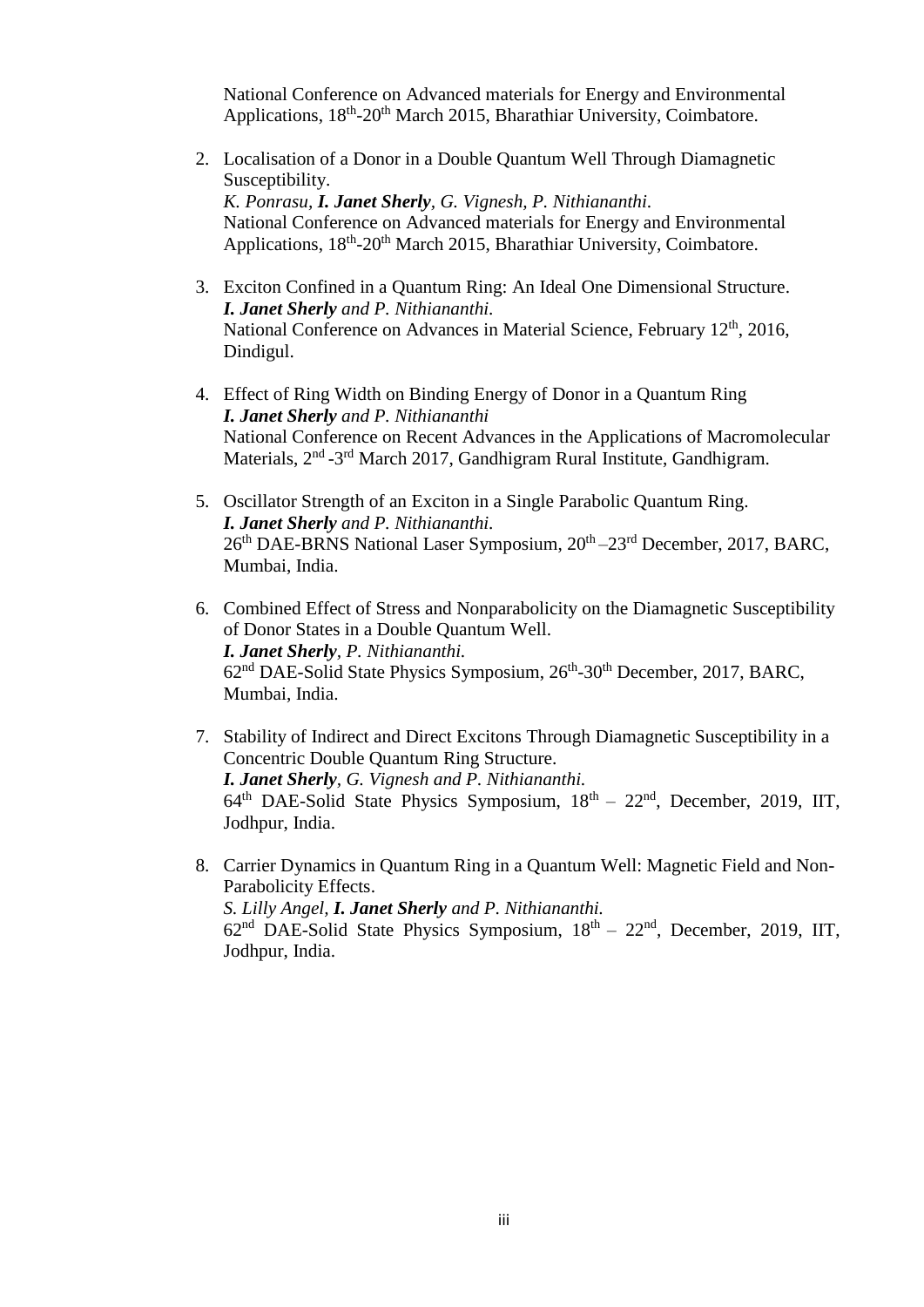National Conference on Advanced materials for Energy and Environmental Applications, 18th-20th March 2015, Bharathiar University, Coimbatore.

2. Localisation of a Donor in a Double Quantum Well Through Diamagnetic Susceptibility.
   *K. Ponrasu,* ***I. Janet Sherly****, G. Vignesh, P. Nithiananthi.*
   National Conference on Advanced materials for Energy and Environmental Applications, 18th-20th March 2015, Bharathiar University, Coimbatore.

3. Exciton Confined in a Quantum Ring: An Ideal One Dimensional Structure.
   ***I. Janet Sherly*** *and P. Nithiananthi.*
   National Conference on Advances in Material Science, February 12th, 2016, Dindigul.

4. Effect of Ring Width on Binding Energy of Donor in a Quantum Ring
   ***I. Janet Sherly*** *and P. Nithiananthi*
   National Conference on Recent Advances in the Applications of Macromolecular Materials, 2nd -3rd March 2017, Gandhigram Rural Institute, Gandhigram.

5. Oscillator Strength of an Exciton in a Single Parabolic Quantum Ring.
   ***I. Janet Sherly*** *and P. Nithiananthi.*
   26th DAE-BRNS National Laser Symposium, 20th –23rd December, 2017, BARC, Mumbai, India.

6. Combined Effect of Stress and Nonparabolicity on the Diamagnetic Susceptibility of Donor States in a Double Quantum Well.
   ***I. Janet Sherly****, P. Nithiananthi.*
   62nd DAE-Solid State Physics Symposium, 26th-30th December, 2017, BARC, Mumbai, India.

7. Stability of Indirect and Direct Excitons Through Diamagnetic Susceptibility in a Concentric Double Quantum Ring Structure.
   ***I. Janet Sherly****, G. Vignesh and P. Nithiananthi.*
   64th DAE-Solid State Physics Symposium, 18th – 22nd, December, 2019, IIT, Jodhpur, India.

8. Carrier Dynamics in Quantum Ring in a Quantum Well: Magnetic Field and Non-Parabolicity Effects.
   *S. Lilly Angel,* ***I. Janet Sherly*** *and P. Nithiananthi.*
   62nd DAE-Solid State Physics Symposium, 18th – 22nd, December, 2019, IIT, Jodhpur, India.